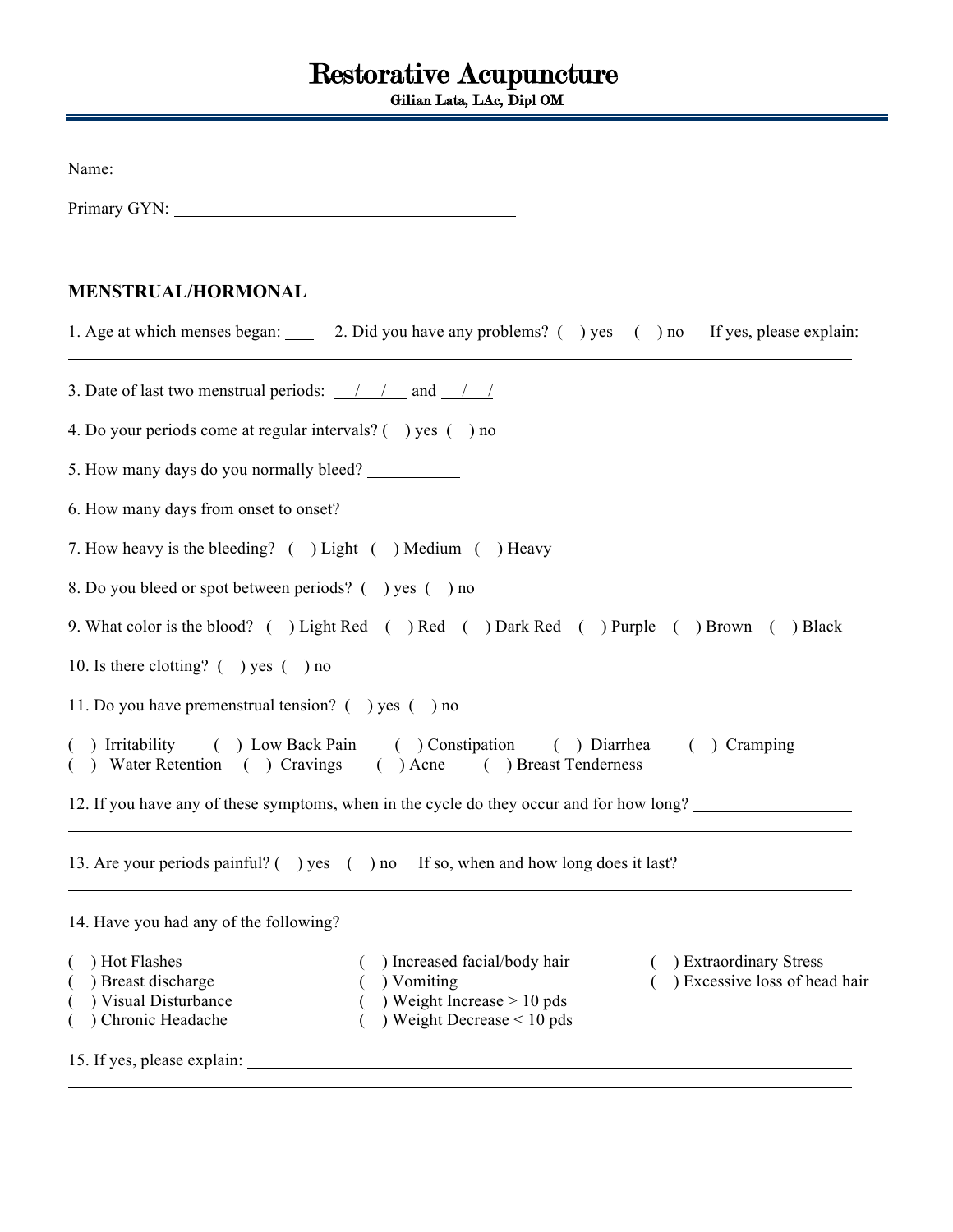# Restorative Acupuncture

**Gilian Lata, LAc, Dipl OM**

---

Name: ______________________________________________

Primary GYN: ________________________________________

## MENSTRUAL/HORMONAL

1. Age at which menses began: ____ 2. Did you have any problems? ( ) yes ( ) no If yes, please explain:
____________________________________________________________________________

3. Date of last two menstrual periods: __/__/__ and __/__/

4. Do your periods come at regular intervals? ( ) yes ( ) no

5. How many days do you normally bleed? ___________

6. How many days from onset to onset? _______

7. How heavy is the bleeding? ( ) Light ( ) Medium ( ) Heavy

8. Do you bleed or spot between periods? ( ) yes ( ) no

9. What color is the blood? ( ) Light Red ( ) Red ( ) Dark Red ( ) Purple ( ) Brown ( ) Black

10. Is there clotting? ( ) yes ( ) no

11. Do you have premenstrual tension? ( ) yes ( ) no

( ) Irritability ( ) Low Back Pain ( ) Constipation ( ) Diarrhea ( ) Cramping
( ) Water Retention ( ) Cravings ( ) Acne ( ) Breast Tenderness

12. If you have any of these symptoms, when in the cycle do they occur and for how long? __________________
____________________________________________________________________________

13. Are your periods painful? ( ) yes ( ) no If so, when and how long does it last? ____________________
____________________________________________________________________________

14. Have you had any of the following?

( ) Hot Flashes
( ) Breast discharge
( ) Visual Disturbance
( ) Chronic Headache
( ) Increased facial/body hair
( ) Vomiting
( ) Weight Increase > 10 pds
( ) Weight Decrease < 10 pds
( ) Extraordinary Stress
( ) Excessive loss of head hair

15. If yes, please explain: ______________________________________________________________
____________________________________________________________________________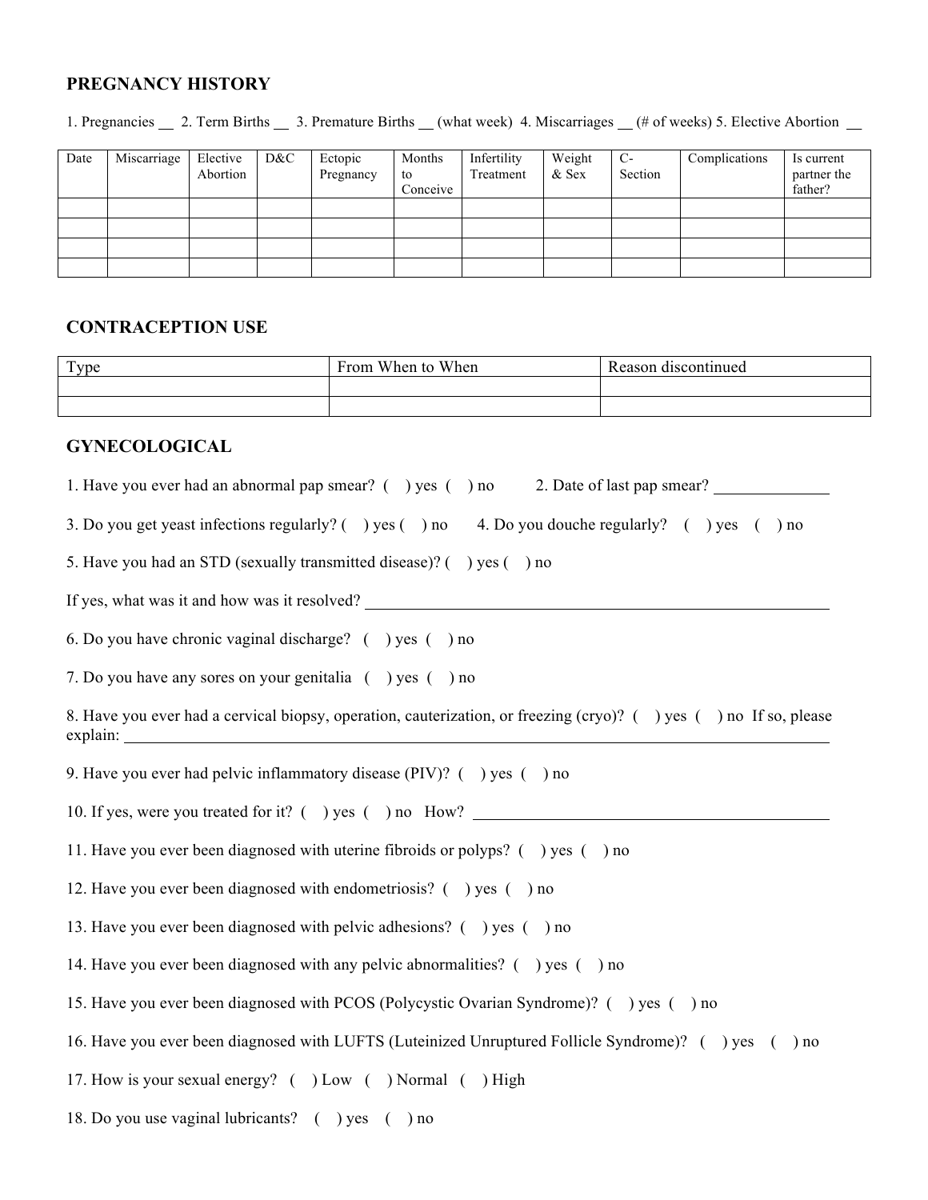## PREGNANCY HISTORY

1. Pregnancies __ 2. Term Births __ 3. Premature Births __ (what week) 4. Miscarriages __ (# of weeks) 5. Elective Abortion __

| Date | Miscarriage | Elective Abortion | D&C | Ectopic Pregnancy | Months to Conceive | Infertility Treatment | Weight & Sex | C-Section | Complications | Is current partner the father? |
|---|---|---|---|---|---|---|---|---|---|---|
| | | | | | | | | | | |
| | | | | | | | | | | |
| | | | | | | | | | | |
| | | | | | | | | | | |

## CONTRACEPTION USE

| Type | From When to When | Reason discontinued |
|---|---|---|
| | | |
| | | |

## GYNECOLOGICAL

1. Have you ever had an abnormal pap smear? ( ) yes ( ) no 2. Date of last pap smear? ______________

3. Do you get yeast infections regularly? ( ) yes ( ) no 4. Do you douche regularly? ( ) yes ( ) no

5. Have you had an STD (sexually transmitted disease)? ( ) yes ( ) no

If yes, what was it and how was it resolved? ______________________________

6. Do you have chronic vaginal discharge? ( ) yes ( ) no

7. Do you have any sores on your genitalia ( ) yes ( ) no

8. Have you ever had a cervical biopsy, operation, cauterization, or freezing (cryo)? ( ) yes ( ) no If so, please explain: ______________________________

9. Have you ever had pelvic inflammatory disease (PIV)? ( ) yes ( ) no

10. If yes, were you treated for it? ( ) yes ( ) no How? ______________________________

11. Have you ever been diagnosed with uterine fibroids or polyps? ( ) yes ( ) no

12. Have you ever been diagnosed with endometriosis? ( ) yes ( ) no

13. Have you ever been diagnosed with pelvic adhesions? ( ) yes ( ) no

14. Have you ever been diagnosed with any pelvic abnormalities? ( ) yes ( ) no

15. Have you ever been diagnosed with PCOS (Polycystic Ovarian Syndrome)? ( ) yes ( ) no

16. Have you ever been diagnosed with LUFTS (Luteinized Unruptured Follicle Syndrome)? ( ) yes ( ) no

17. How is your sexual energy? ( ) Low ( ) Normal ( ) High

18. Do you use vaginal lubricants? ( ) yes ( ) no